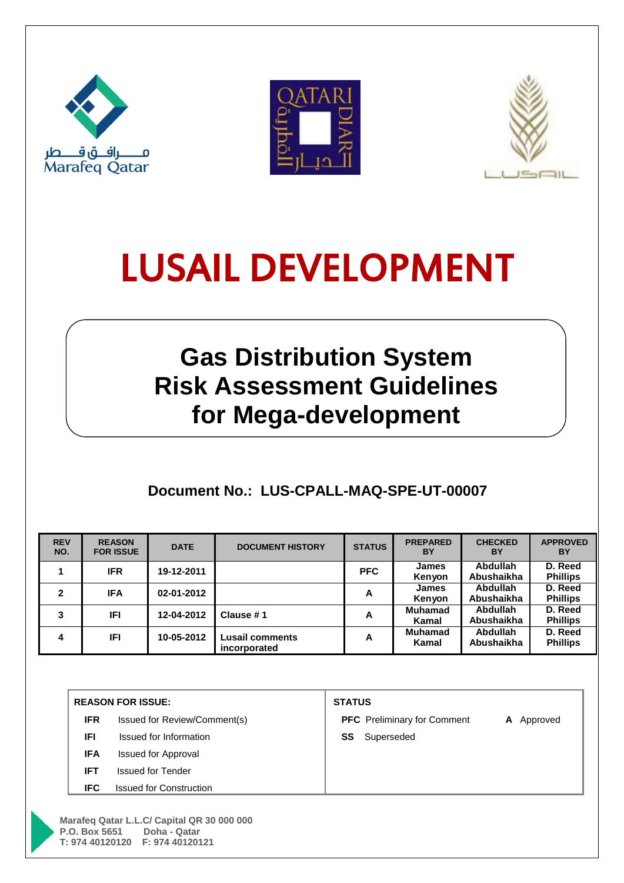مـــرافــق قــطر
Marafeq Qatar

QATARI DIAR
الديار القطرية

LUSAIL

# LUSAIL DEVELOPMENT

## Gas Distribution System Risk Assessment Guidelines for Mega-development

**Document No.: LUS-CPALL-MAQ-SPE-UT-00007**

| REV NO. | REASON FOR ISSUE | DATE | DOCUMENT HISTORY | STATUS | PREPARED BY | CHECKED BY | APPROVED BY |
|---|---|---|---|---|---|---|---|
| 1 | IFR | 19-12-2011 | | PFC | James Kenyon | Abdullah Abushaikha | D. Reed Phillips |
| 2 | IFA | 02-01-2012 | | A | James Kenyon | Abdullah Abushaikha | D. Reed Phillips |
| 3 | IFI | 12-04-2012 | Clause # 1 | A | Muhamad Kamal | Abdullah Abushaikha | D. Reed Phillips |
| 4 | IFI | 10-05-2012 | Lusail comments incorporated | A | Muhamad Kamal | Abdullah Abushaikha | D. Reed Phillips |

| REASON FOR ISSUE: | STATUS |
|---|---|
| **IFR** Issued for Review/Comment(s) | **PFC** Preliminary for Comment |
| **IFI** Issued for Information | **A** Approved |
| **IFA** Issued for Approval | **SS** Superseded |
| **IFT** Issued for Tender | |
| **IFC** Issued for Construction | |

**Marafeq Qatar L.L.C/ Capital QR 30 000 000**
**P.O. Box 5651 Doha - Qatar**
**T: 974 40120120 F: 974 40120121**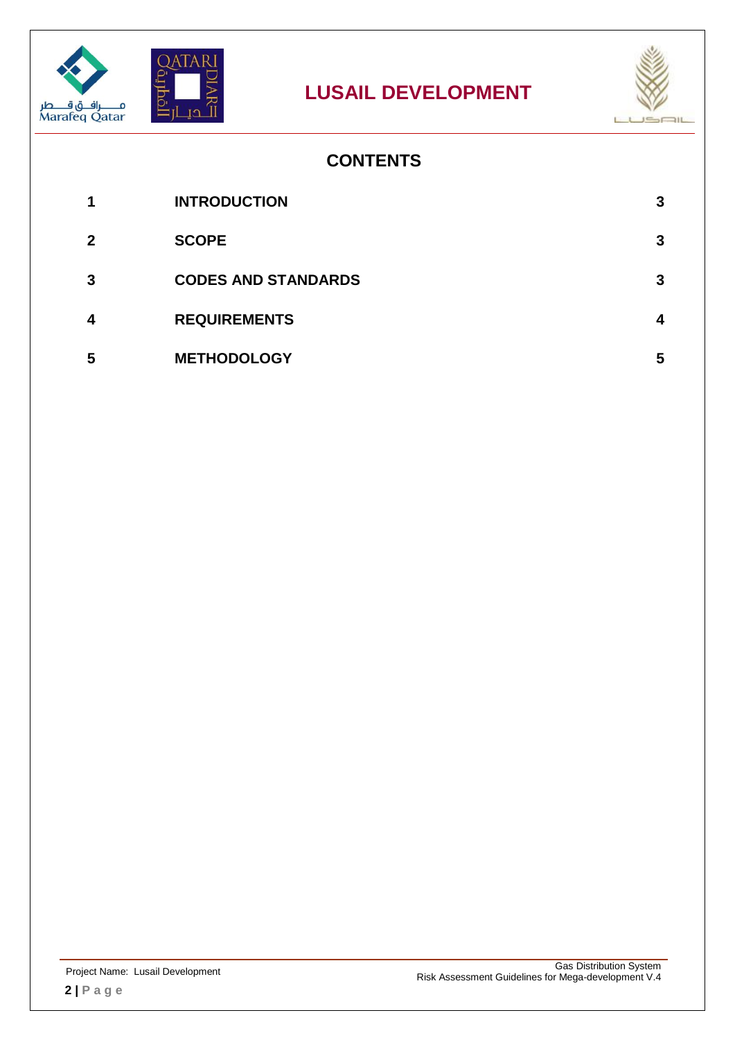## CONTENTS

| | | |
|---|---|---|
| 1 | INTRODUCTION | 3 |
| 2 | SCOPE | 3 |
| 3 | CODES AND STANDARDS | 3 |
| 4 | REQUIREMENTS | 4 |
| 5 | METHODOLOGY | 5 |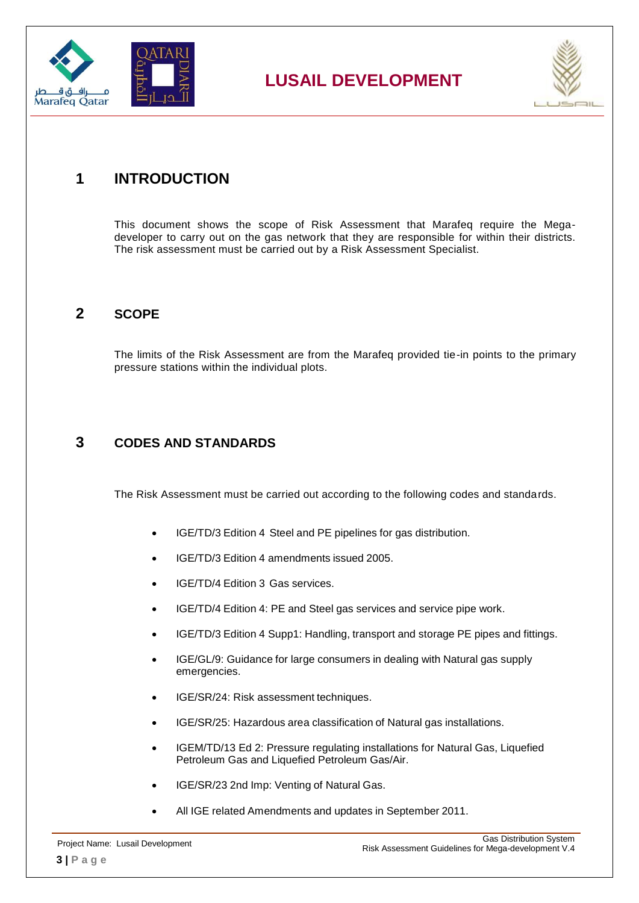# 1 INTRODUCTION

This document shows the scope of Risk Assessment that Marafeq require the Mega-developer to carry out on the gas network that they are responsible for within their districts. The risk assessment must be carried out by a Risk Assessment Specialist.

# 2 SCOPE

The limits of the Risk Assessment are from the Marafeq provided tie-in points to the primary pressure stations within the individual plots.

# 3 CODES AND STANDARDS

The Risk Assessment must be carried out according to the following codes and standards.

- IGE/TD/3 Edition 4 Steel and PE pipelines for gas distribution.
- IGE/TD/3 Edition 4 amendments issued 2005.
- IGE/TD/4 Edition 3 Gas services.
- IGE/TD/4 Edition 4: PE and Steel gas services and service pipe work.
- IGE/TD/3 Edition 4 Supp1: Handling, transport and storage PE pipes and fittings.
- IGE/GL/9: Guidance for large consumers in dealing with Natural gas supply emergencies.
- IGE/SR/24: Risk assessment techniques.
- IGE/SR/25: Hazardous area classification of Natural gas installations.
- IGEM/TD/13 Ed 2: Pressure regulating installations for Natural Gas, Liquefied Petroleum Gas and Liquefied Petroleum Gas/Air.
- IGE/SR/23 2nd Imp: Venting of Natural Gas.
- All IGE related Amendments and updates in September 2011.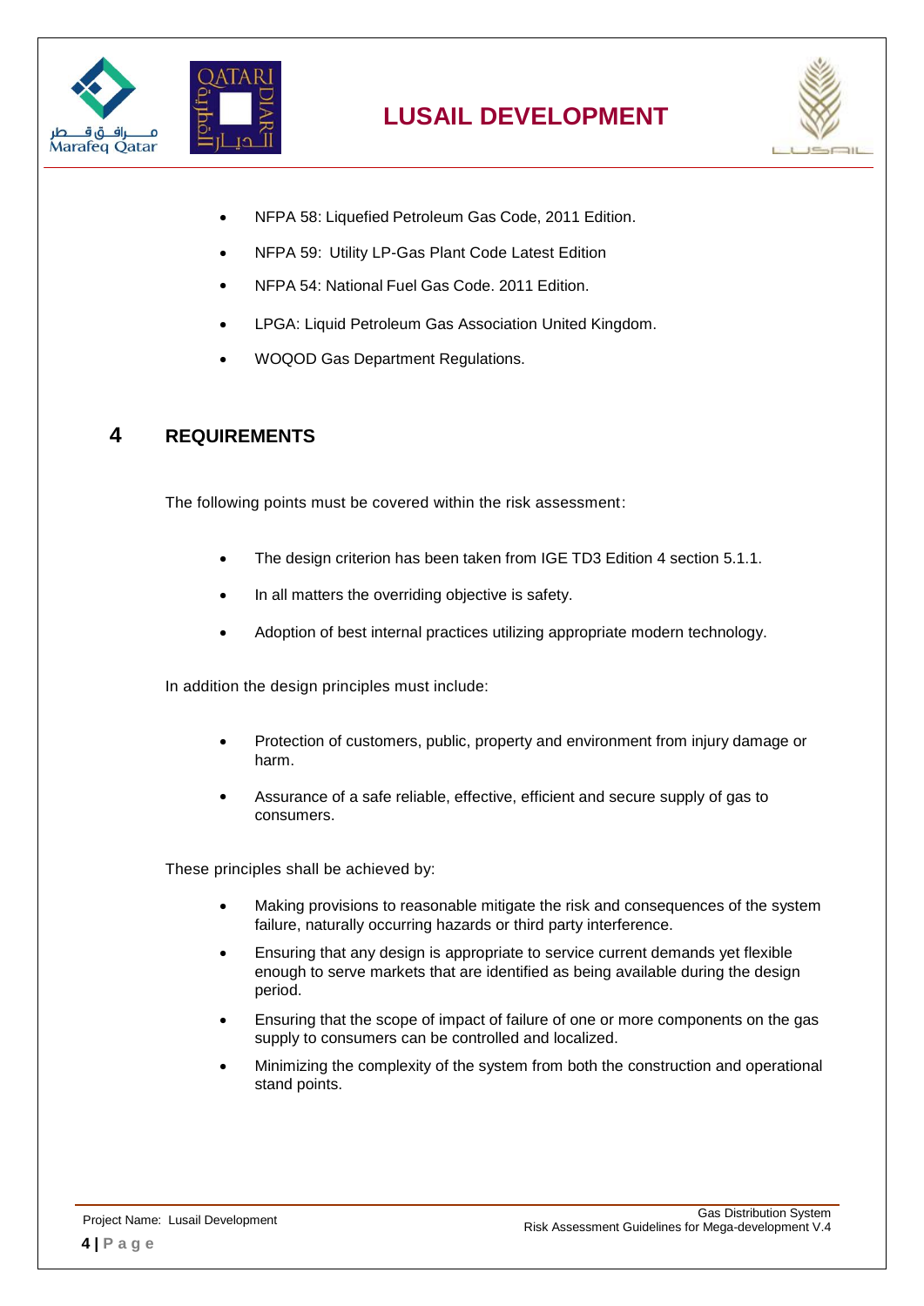- NFPA 58: Liquefied Petroleum Gas Code, 2011 Edition.
- NFPA 59: Utility LP-Gas Plant Code Latest Edition
- NFPA 54: National Fuel Gas Code. 2011 Edition.
- LPGA: Liquid Petroleum Gas Association United Kingdom.
- WOQOD Gas Department Regulations.

# 4 REQUIREMENTS

The following points must be covered within the risk assessment:

- The design criterion has been taken from IGE TD3 Edition 4 section 5.1.1.
- In all matters the overriding objective is safety.
- Adoption of best internal practices utilizing appropriate modern technology.

In addition the design principles must include:

- Protection of customers, public, property and environment from injury damage or harm.
- Assurance of a safe reliable, effective, efficient and secure supply of gas to consumers.

These principles shall be achieved by:

- Making provisions to reasonable mitigate the risk and consequences of the system failure, naturally occurring hazards or third party interference.
- Ensuring that any design is appropriate to service current demands yet flexible enough to serve markets that are identified as being available during the design period.
- Ensuring that the scope of impact of failure of one or more components on the gas supply to consumers can be controlled and localized.
- Minimizing the complexity of the system from both the construction and operational stand points.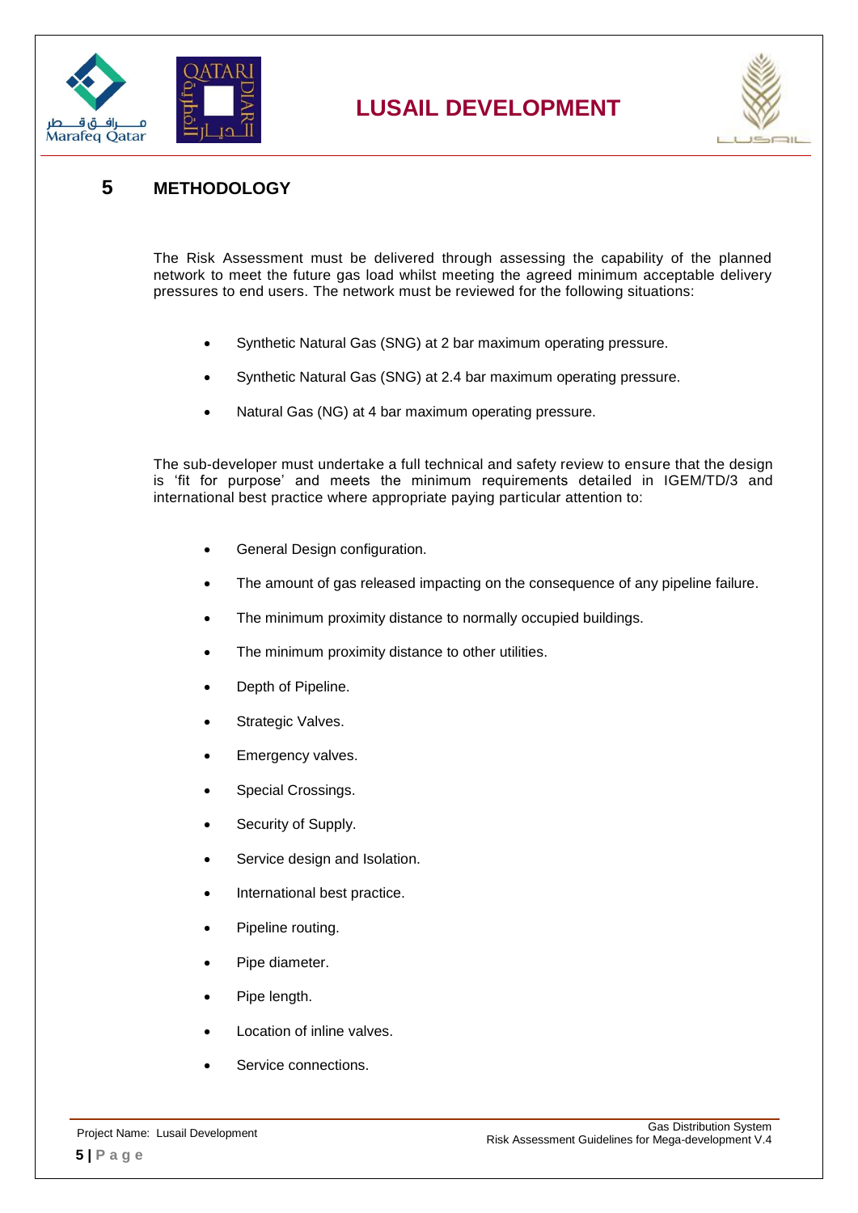## 5 METHODOLOGY

The Risk Assessment must be delivered through assessing the capability of the planned network to meet the future gas load whilst meeting the agreed minimum acceptable delivery pressures to end users. The network must be reviewed for the following situations:

- Synthetic Natural Gas (SNG) at 2 bar maximum operating pressure.
- Synthetic Natural Gas (SNG) at 2.4 bar maximum operating pressure.
- Natural Gas (NG) at 4 bar maximum operating pressure.

The sub-developer must undertake a full technical and safety review to ensure that the design is 'fit for purpose' and meets the minimum requirements detailed in IGEM/TD/3 and international best practice where appropriate paying particular attention to:

- General Design configuration.
- The amount of gas released impacting on the consequence of any pipeline failure.
- The minimum proximity distance to normally occupied buildings.
- The minimum proximity distance to other utilities.
- Depth of Pipeline.
- Strategic Valves.
- Emergency valves.
- Special Crossings.
- Security of Supply.
- Service design and Isolation.
- International best practice.
- Pipeline routing.
- Pipe diameter.
- Pipe length.
- Location of inline valves.
- Service connections.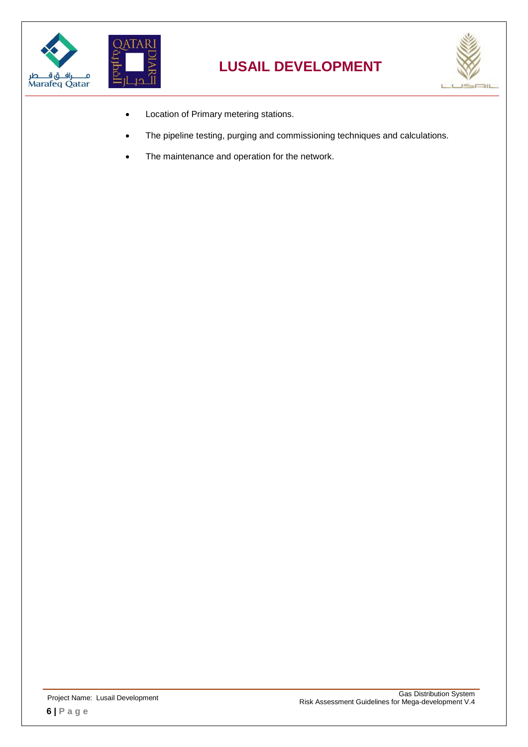- Location of Primary metering stations.
- The pipeline testing, purging and commissioning techniques and calculations.
- The maintenance and operation for the network.